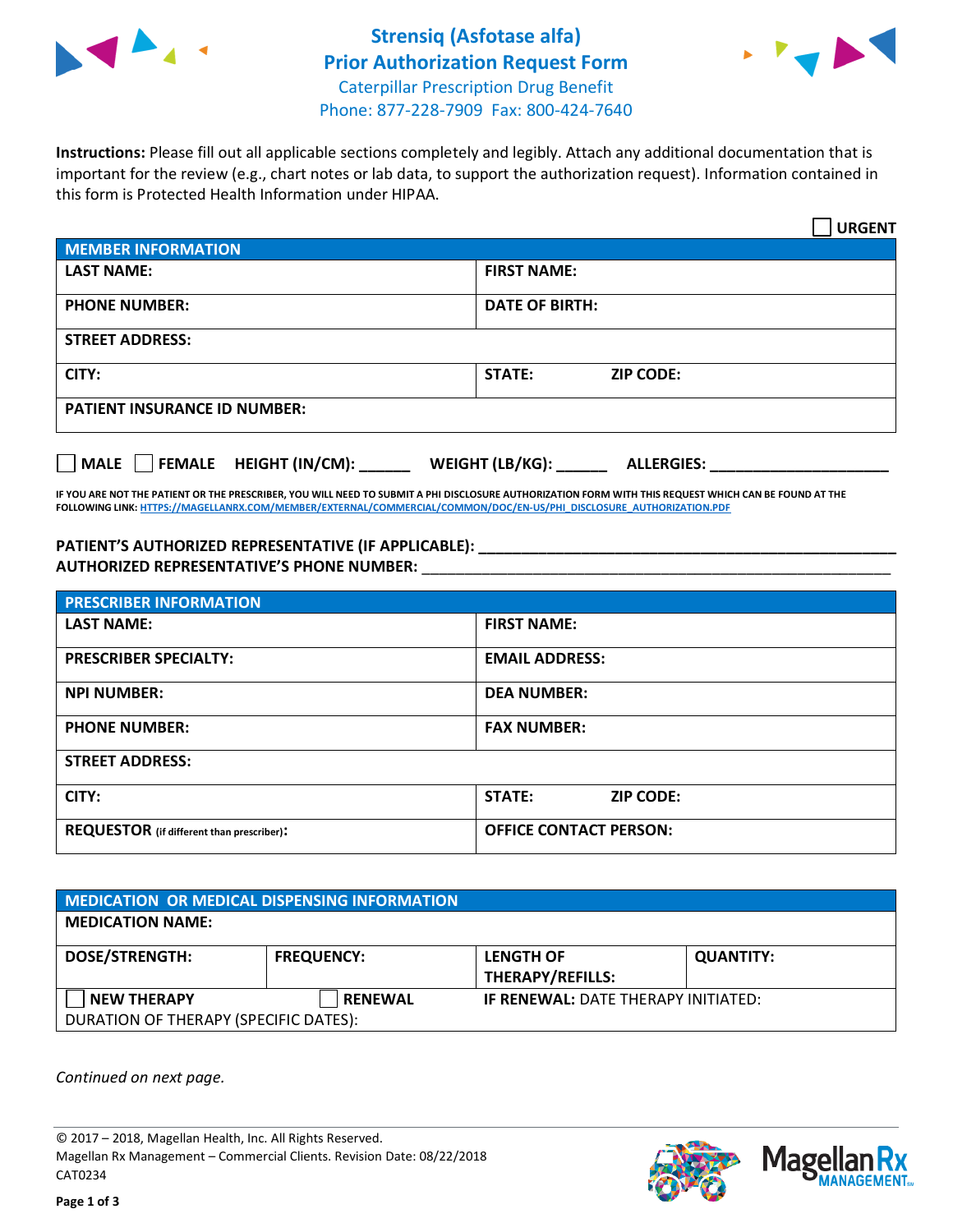# Strensiq (Asfotase alfa)
# Prior Authorization Request Form

Caterpillar Prescription Drug Benefit
Phone: 877-228-7909 Fax: 800-424-7640

**Instructions:** Please fill out all applicable sections completely and legibly. Attach any additional documentation that is important for the review (e.g., chart notes or lab data, to support the authorization request). Information contained in this form is Protected Health Information under HIPAA.

☐ **URGENT**

| **MEMBER INFORMATION** | |
|---|---|
| **LAST NAME:** | **FIRST NAME:** |
| **PHONE NUMBER:** | **DATE OF BIRTH:** |
| **STREET ADDRESS:** | |
| **CITY:** | **STATE:** **ZIP CODE:** |
| **PATIENT INSURANCE ID NUMBER:** | |

☐ **MALE** ☐ **FEMALE** **HEIGHT (IN/CM):** ______ **WEIGHT (LB/KG):** ______ **ALLERGIES:** ____________________

**IF YOU ARE NOT THE PATIENT OR THE PRESCRIBER, YOU WILL NEED TO SUBMIT A PHI DISCLOSURE AUTHORIZATION FORM WITH THIS REQUEST WHICH CAN BE FOUND AT THE FOLLOWING LINK: HTTPS://MAGELLANRX.COM/MEMBER/EXTERNAL/COMMERCIAL/COMMON/DOC/EN-US/PHI_DISCLOSURE_AUTHORIZATION.PDF**

**PATIENT'S AUTHORIZED REPRESENTATIVE (IF APPLICABLE):** ____________________________________________
**AUTHORIZED REPRESENTATIVE'S PHONE NUMBER:** ____________________________________________

| **PRESCRIBER INFORMATION** | |
|---|---|
| **LAST NAME:** | **FIRST NAME:** |
| **PRESCRIBER SPECIALTY:** | **EMAIL ADDRESS:** |
| **NPI NUMBER:** | **DEA NUMBER:** |
| **PHONE NUMBER:** | **FAX NUMBER:** |
| **STREET ADDRESS:** | |
| **CITY:** | **STATE:** **ZIP CODE:** |
| **REQUESTOR** (if different than prescriber)**:** | **OFFICE CONTACT PERSON:** |

| **MEDICATION OR MEDICAL DISPENSING INFORMATION** | | | |
|---|---|---|---|
| **MEDICATION NAME:** | | | |
| **DOSE/STRENGTH:** | **FREQUENCY:** | **LENGTH OF THERAPY/REFILLS:** | **QUANTITY:** |
| ☐ **NEW THERAPY** | ☐ **RENEWAL** | **IF RENEWAL:** DATE THERAPY INITIATED: | |
| DURATION OF THERAPY (SPECIFIC DATES): | | | |

*Continued on next page.*

© 2017 – 2018, Magellan Health, Inc. All Rights Reserved.
Magellan Rx Management – Commercial Clients. Revision Date: 08/22/2018
CAT0234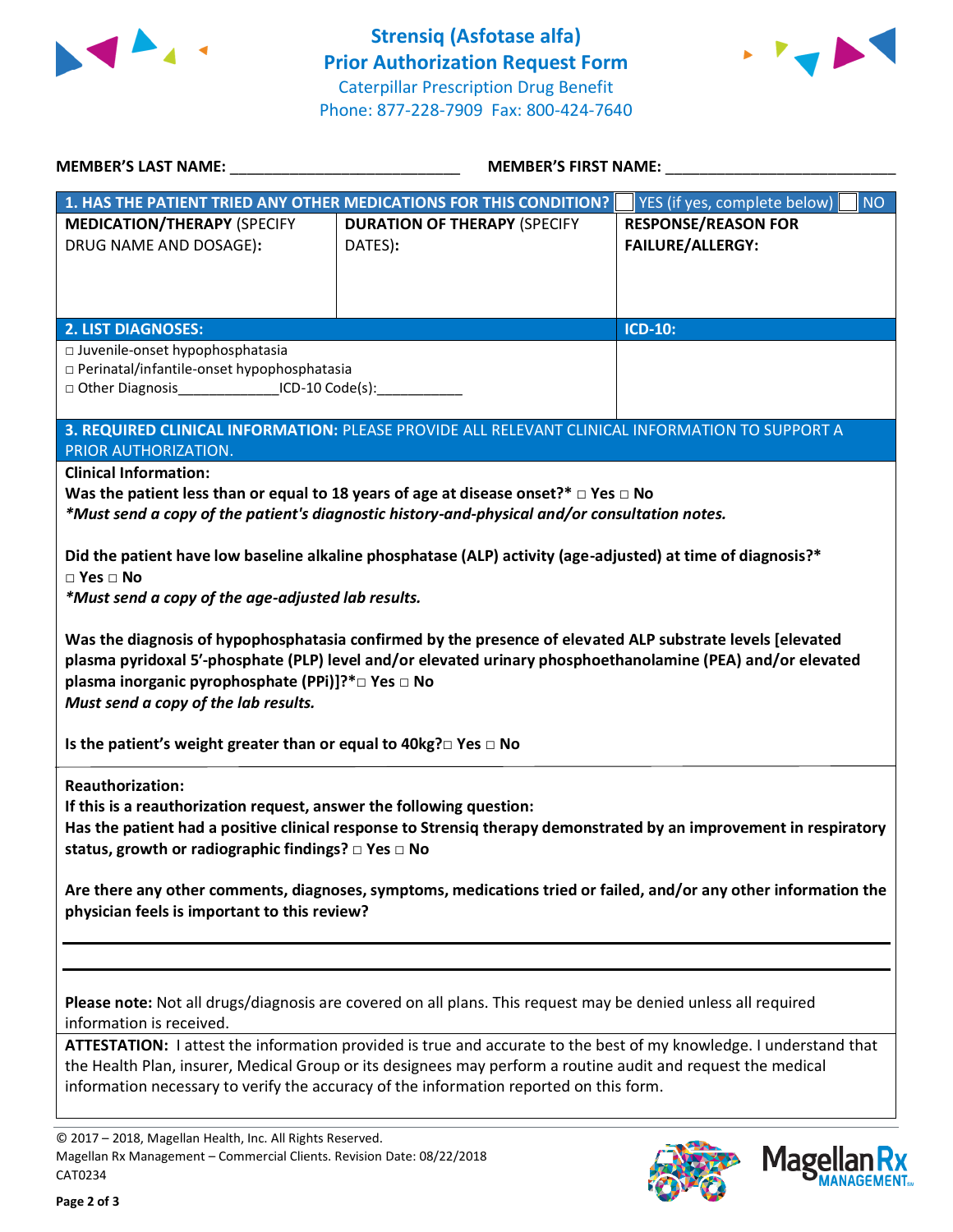# Strensiq (Asfotase alfa)
## Prior Authorization Request Form

Caterpillar Prescription Drug Benefit
Phone: 877-228-7909 Fax: 800-424-7640

**MEMBER'S LAST NAME:** ___________________________ **MEMBER'S FIRST NAME:** ___________________________

| **1. HAS THE PATIENT TRIED ANY OTHER MEDICATIONS FOR THIS CONDITION?** | | ☐ YES (if yes, complete below) ☐ NO |
|---|---|---|
| **MEDICATION/THERAPY** (SPECIFY DRUG NAME AND DOSAGE): | **DURATION OF THERAPY** (SPECIFY DATES): | **RESPONSE/REASON FOR FAILURE/ALLERGY:** |
| | | |

| **2. LIST DIAGNOSES:** | **ICD-10:** |
|---|---|
| □ Juvenile-onset hypophosphatasia<br>□ Perinatal/infantile-onset hypophosphatasia<br>□ Other Diagnosis_____________ICD-10 Code(s):___________ | |

**3. REQUIRED CLINICAL INFORMATION:** PLEASE PROVIDE ALL RELEVANT CLINICAL INFORMATION TO SUPPORT A PRIOR AUTHORIZATION.

**Clinical Information:**

**Was the patient less than or equal to 18 years of age at disease onset?*** □ **Yes** □ **No**
***Must send a copy of the patient's diagnostic history-and-physical and/or consultation notes.***

**Did the patient have low baseline alkaline phosphatase (ALP) activity (age-adjusted) at time of diagnosis?***
□ **Yes** □ **No**
***Must send a copy of the age-adjusted lab results.***

**Was the diagnosis of hypophosphatasia confirmed by the presence of elevated ALP substrate levels [elevated plasma pyridoxal 5'-phosphate (PLP) level and/or elevated urinary phosphoethanolamine (PEA) and/or elevated plasma inorganic pyrophosphate (PPi)]?*** □ **Yes** □ **No**
***Must send a copy of the lab results.***

**Is the patient's weight greater than or equal to 40kg?** □ **Yes** □ **No**

**Reauthorization:**
**If this is a reauthorization request, answer the following question:**
**Has the patient had a positive clinical response to Strensiq therapy demonstrated by an improvement in respiratory status, growth or radiographic findings?** □ **Yes** □ **No**

**Are there any other comments, diagnoses, symptoms, medications tried or failed, and/or any other information the physician feels is important to this review?**

_______________________________________________________________________________

_______________________________________________________________________________

**Please note:** Not all drugs/diagnosis are covered on all plans. This request may be denied unless all required information is received.

**ATTESTATION:** I attest the information provided is true and accurate to the best of my knowledge. I understand that the Health Plan, insurer, Medical Group or its designees may perform a routine audit and request the medical information necessary to verify the accuracy of the information reported on this form.

© 2017 – 2018, Magellan Health, Inc. All Rights Reserved.
Magellan Rx Management – Commercial Clients. Revision Date: 08/22/2018
CAT0234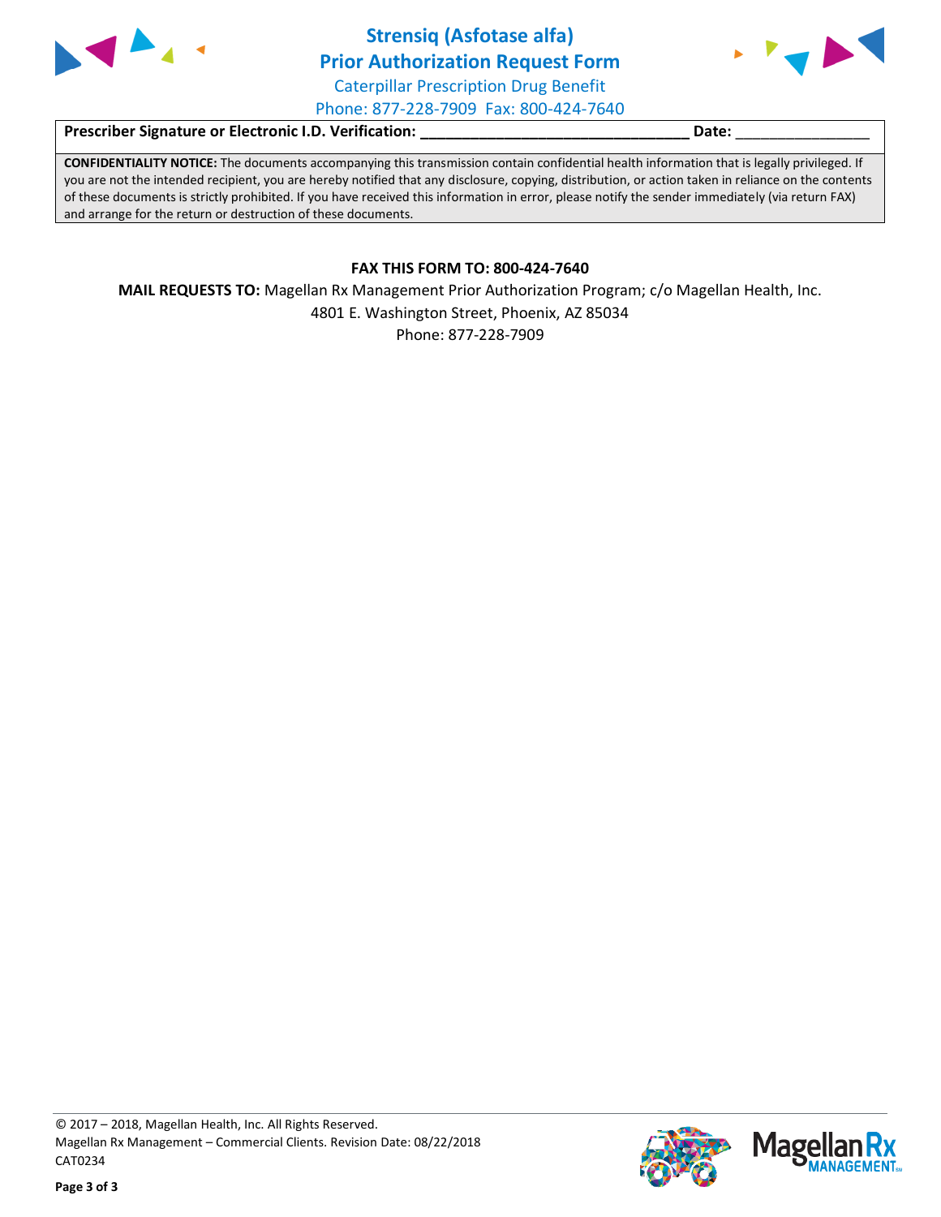**Prescriber Signature or Electronic I.D. Verification: _______________________________ Date: ________________**

**CONFIDENTIALITY NOTICE:** The documents accompanying this transmission contain confidential health information that is legally privileged. If you are not the intended recipient, you are hereby notified that any disclosure, copying, distribution, or action taken in reliance on the contents of these documents is strictly prohibited. If you have received this information in error, please notify the sender immediately (via return FAX) and arrange for the return or destruction of these documents.

**FAX THIS FORM TO: 800-424-7640**

**MAIL REQUESTS TO:** Magellan Rx Management Prior Authorization Program; c/o Magellan Health, Inc.
4801 E. Washington Street, Phoenix, AZ 85034
Phone: 877-228-7909

© 2017 – 2018, Magellan Health, Inc. All Rights Reserved.
Magellan Rx Management – Commercial Clients. Revision Date: 08/22/2018
CAT0234